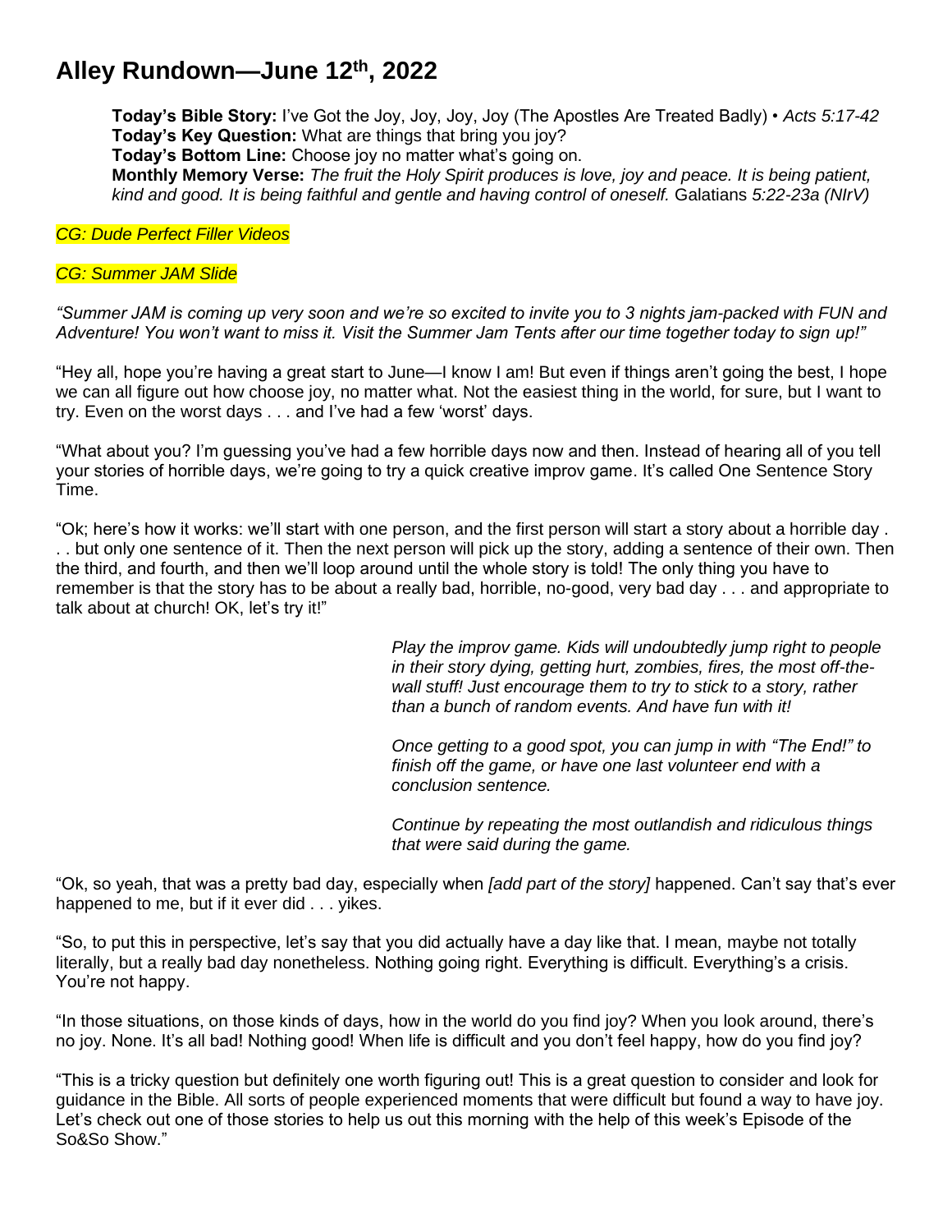# Alley Rundown—June 12th, 2022

**Today's Bible Story:** I've Got the Joy, Joy, Joy, Joy (The Apostles Are Treated Badly) • *Acts 5:17-42*
**Today's Key Question:** What are things that bring you joy?
**Today's Bottom Line:** Choose joy no matter what's going on.
**Monthly Memory Verse:** *The fruit the Holy Spirit produces is love, joy and peace. It is being patient, kind and good. It is being faithful and gentle and having control of oneself.* Galatians *5:22-23a (NIrV)*

*CG: Dude Perfect Filler Videos*

*CG: Summer JAM Slide*

*"Summer JAM is coming up very soon and we're so excited to invite you to 3 nights jam-packed with FUN and Adventure! You won't want to miss it. Visit the Summer Jam Tents after our time together today to sign up!"*

"Hey all, hope you're having a great start to June—I know I am! But even if things aren't going the best, I hope we can all figure out how choose joy, no matter what. Not the easiest thing in the world, for sure, but I want to try. Even on the worst days . . . and I've had a few 'worst' days.

"What about you? I'm guessing you've had a few horrible days now and then. Instead of hearing all of you tell your stories of horrible days, we're going to try a quick creative improv game. It's called One Sentence Story Time.

"Ok; here's how it works: we'll start with one person, and the first person will start a story about a horrible day . . . but only one sentence of it. Then the next person will pick up the story, adding a sentence of their own. Then the third, and fourth, and then we'll loop around until the whole story is told! The only thing you have to remember is that the story has to be about a really bad, horrible, no-good, very bad day . . . and appropriate to talk about at church! OK, let's try it!"

*Play the improv game. Kids will undoubtedly jump right to people in their story dying, getting hurt, zombies, fires, the most off-the-wall stuff! Just encourage them to try to stick to a story, rather than a bunch of random events. And have fun with it!*

*Once getting to a good spot, you can jump in with "The End!" to finish off the game, or have one last volunteer end with a conclusion sentence.*

*Continue by repeating the most outlandish and ridiculous things that were said during the game.*

"Ok, so yeah, that was a pretty bad day, especially when *[add part of the story]* happened. Can't say that's ever happened to me, but if it ever did . . . yikes.

"So, to put this in perspective, let's say that you did actually have a day like that. I mean, maybe not totally literally, but a really bad day nonetheless. Nothing going right. Everything is difficult. Everything's a crisis. You're not happy.

"In those situations, on those kinds of days, how in the world do you find joy? When you look around, there's no joy. None. It's all bad! Nothing good! When life is difficult and you don't feel happy, how do you find joy?

"This is a tricky question but definitely one worth figuring out! This is a great question to consider and look for guidance in the Bible. All sorts of people experienced moments that were difficult but found a way to have joy. Let's check out one of those stories to help us out this morning with the help of this week's Episode of the So&So Show."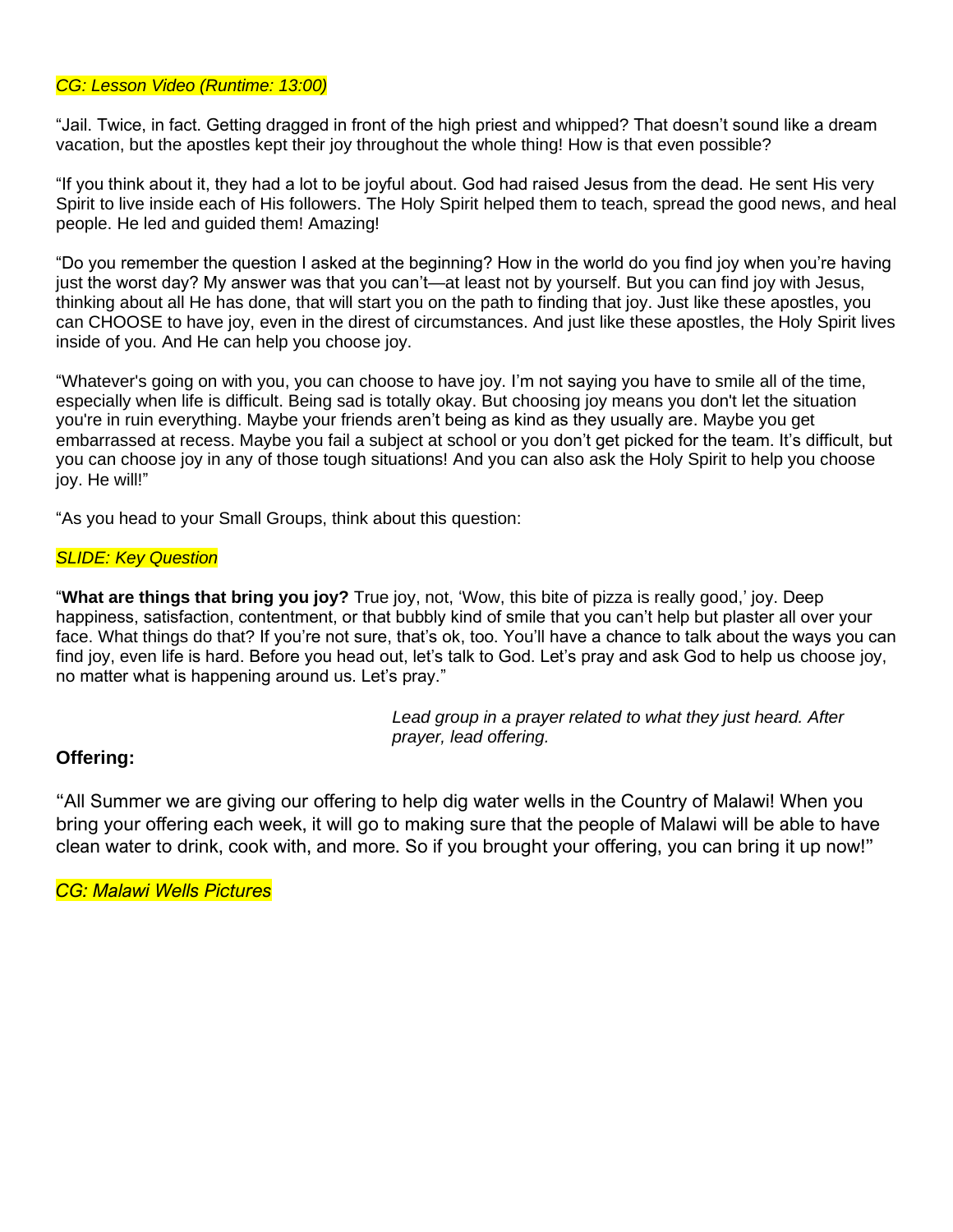*CG: Lesson Video (Runtime: 13:00)*

"Jail. Twice, in fact. Getting dragged in front of the high priest and whipped? That doesn't sound like a dream vacation, but the apostles kept their joy throughout the whole thing! How is that even possible?

"If you think about it, they had a lot to be joyful about. God had raised Jesus from the dead. He sent His very Spirit to live inside each of His followers. The Holy Spirit helped them to teach, spread the good news, and heal people. He led and guided them! Amazing!

"Do you remember the question I asked at the beginning? How in the world do you find joy when you're having just the worst day? My answer was that you can't—at least not by yourself. But you can find joy with Jesus, thinking about all He has done, that will start you on the path to finding that joy. Just like these apostles, you can CHOOSE to have joy, even in the direst of circumstances. And just like these apostles, the Holy Spirit lives inside of you. And He can help you choose joy.

"Whatever's going on with you, you can choose to have joy. I'm not saying you have to smile all of the time, especially when life is difficult. Being sad is totally okay. But choosing joy means you don't let the situation you're in ruin everything. Maybe your friends aren't being as kind as they usually are. Maybe you get embarrassed at recess. Maybe you fail a subject at school or you don't get picked for the team. It's difficult, but you can choose joy in any of those tough situations! And you can also ask the Holy Spirit to help you choose joy. He will!"

"As you head to your Small Groups, think about this question:

*SLIDE: Key Question*

"**What are things that bring you joy?** True joy, not, 'Wow, this bite of pizza is really good,' joy. Deep happiness, satisfaction, contentment, or that bubbly kind of smile that you can't help but plaster all over your face. What things do that? If you're not sure, that's ok, too. You'll have a chance to talk about the ways you can find joy, even life is hard. Before you head out, let's talk to God. Let's pray and ask God to help us choose joy, no matter what is happening around us. Let's pray."

*Lead group in a prayer related to what they just heard. After prayer, lead offering.*

**Offering:**

"All Summer we are giving our offering to help dig water wells in the Country of Malawi! When you bring your offering each week, it will go to making sure that the people of Malawi will be able to have clean water to drink, cook with, and more. So if you brought your offering, you can bring it up now!"

*CG: Malawi Wells Pictures*